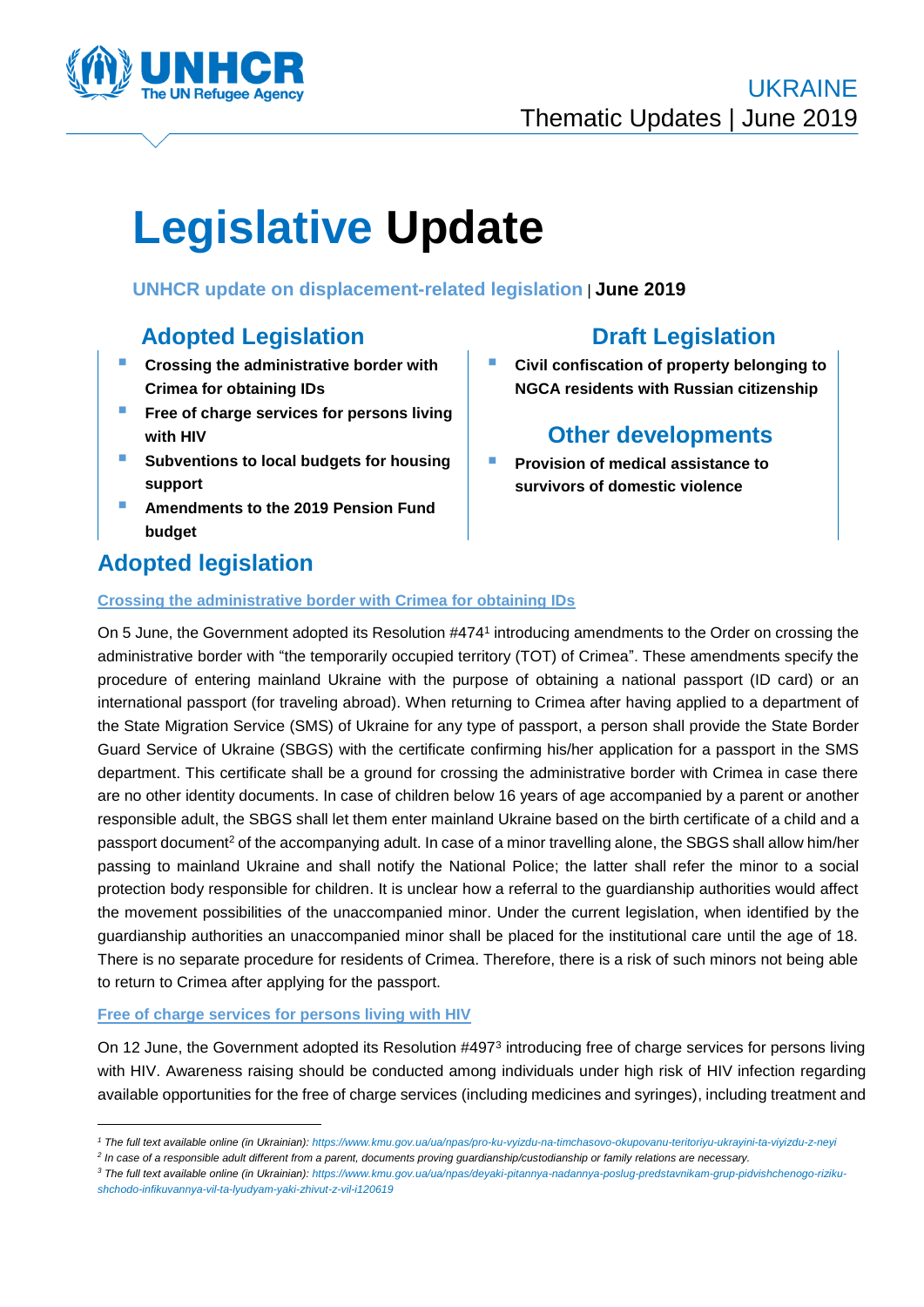UKRAINE

Thematic Updates | June 2019

# Legislative Update

**UNHCR update on displacement-related legislation** | **June 2019**

## Adopted Legislation

- **Crossing the administrative border with Crimea for obtaining IDs**
- **Free of charge services for persons living with HIV**
- **Subventions to local budgets for housing support**
- **Amendments to the 2019 Pension Fund budget**

## Draft Legislation

- **Civil confiscation of property belonging to NGCA residents with Russian citizenship**

## Other developments

- **Provision of medical assistance to survivors of domestic violence**

## Adopted legislation

### Crossing the administrative border with Crimea for obtaining IDs

On 5 June, the Government adopted its Resolution #474[1] introducing amendments to the Order on crossing the administrative border with "the temporarily occupied territory (TOT) of Crimea". These amendments specify the procedure of entering mainland Ukraine with the purpose of obtaining a national passport (ID card) or an international passport (for traveling abroad). When returning to Crimea after having applied to a department of the State Migration Service (SMS) of Ukraine for any type of passport, a person shall provide the State Border Guard Service of Ukraine (SBGS) with the certificate confirming his/her application for a passport in the SMS department. This certificate shall be a ground for crossing the administrative border with Crimea in case there are no other identity documents. In case of children below 16 years of age accompanied by a parent or another responsible adult, the SBGS shall let them enter mainland Ukraine based on the birth certificate of a child and a passport document[2] of the accompanying adult. In case of a minor travelling alone, the SBGS shall allow him/her passing to mainland Ukraine and shall notify the National Police; the latter shall refer the minor to a social protection body responsible for children. It is unclear how a referral to the guardianship authorities would affect the movement possibilities of the unaccompanied minor. Under the current legislation, when identified by the guardianship authorities an unaccompanied minor shall be placed for the institutional care until the age of 18. There is no separate procedure for residents of Crimea. Therefore, there is a risk of such minors not being able to return to Crimea after applying for the passport.

### Free of charge services for persons living with HIV

On 12 June, the Government adopted its Resolution #497[3] introducing free of charge services for persons living with HIV. Awareness raising should be conducted among individuals under high risk of HIV infection regarding available opportunities for the free of charge services (including medicines and syringes), including treatment and

---

*[1] The full text available online (in Ukrainian): https://www.kmu.gov.ua/ua/npas/pro-ku-vyizdu-na-timchasovo-okupovanu-teritoriyu-ukrayini-ta-viyizdu-z-neyi*

*[2] In case of a responsible adult different from a parent, documents proving guardianship/custodianship or family relations are necessary.*

*[3] The full text available online (in Ukrainian): https://www.kmu.gov.ua/ua/npas/deyaki-pitannya-nadannya-poslug-predstavnikam-grup-pidvishchenogo-riziku-shchodo-infikuvannya-vil-ta-lyudyam-yaki-zhivut-z-vil-i120619*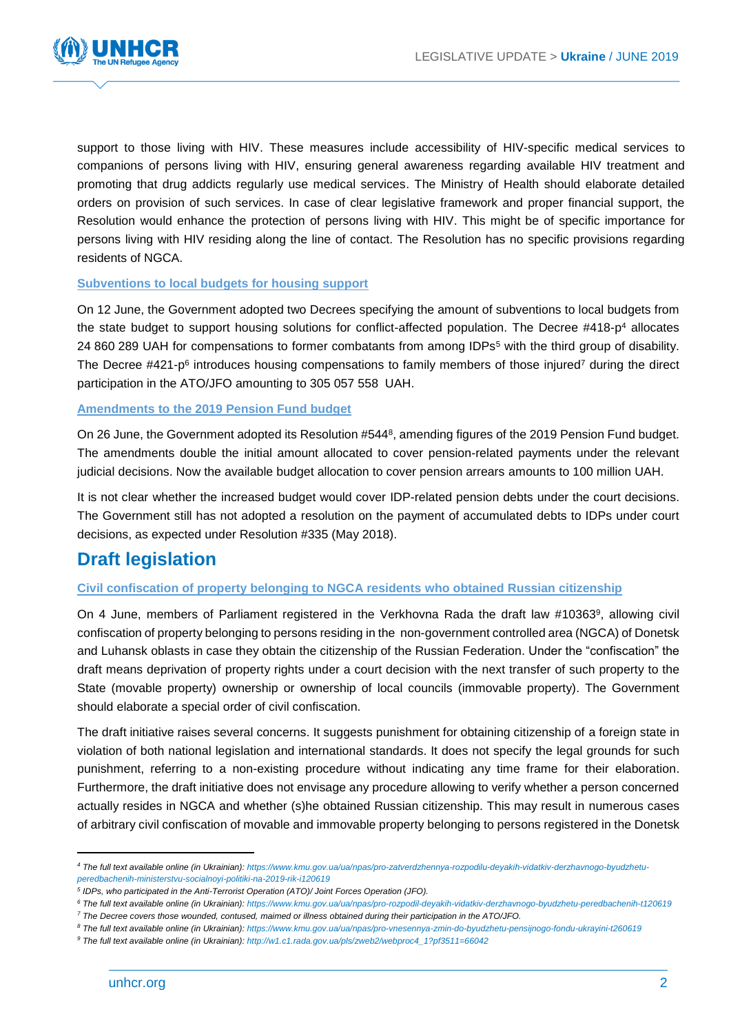support to those living with HIV. These measures include accessibility of HIV-specific medical services to companions of persons living with HIV, ensuring general awareness regarding available HIV treatment and promoting that drug addicts regularly use medical services. The Ministry of Health should elaborate detailed orders on provision of such services. In case of clear legislative framework and proper financial support, the Resolution would enhance the protection of persons living with HIV. This might be of specific importance for persons living with HIV residing along the line of contact. The Resolution has no specific provisions regarding residents of NGCA.

### Subventions to local budgets for housing support

On 12 June, the Government adopted two Decrees specifying the amount of subventions to local budgets from the state budget to support housing solutions for conflict-affected population. The Decree #418-p[4] allocates 24 860 289 UAH for compensations to former combatants from among IDPs[5] with the third group of disability. The Decree #421-p[6] introduces housing compensations to family members of those injured[7] during the direct participation in the ATO/JFO amounting to 305 057 558 UAH.

### Amendments to the 2019 Pension Fund budget

On 26 June, the Government adopted its Resolution #544[8], amending figures of the 2019 Pension Fund budget. The amendments double the initial amount allocated to cover pension-related payments under the relevant judicial decisions. Now the available budget allocation to cover pension arrears amounts to 100 million UAH.

It is not clear whether the increased budget would cover IDP-related pension debts under the court decisions. The Government still has not adopted a resolution on the payment of accumulated debts to IDPs under court decisions, as expected under Resolution #335 (May 2018).

## Draft legislation

### Civil confiscation of property belonging to NGCA residents who obtained Russian citizenship

On 4 June, members of Parliament registered in the Verkhovna Rada the draft law #10363[9], allowing civil confiscation of property belonging to persons residing in the non-government controlled area (NGCA) of Donetsk and Luhansk oblasts in case they obtain the citizenship of the Russian Federation. Under the "confiscation" the draft means deprivation of property rights under a court decision with the next transfer of such property to the State (movable property) ownership or ownership of local councils (immovable property). The Government should elaborate a special order of civil confiscation.

The draft initiative raises several concerns. It suggests punishment for obtaining citizenship of a foreign state in violation of both national legislation and international standards. It does not specify the legal grounds for such punishment, referring to a non-existing procedure without indicating any time frame for their elaboration. Furthermore, the draft initiative does not envisage any procedure allowing to verify whether a person concerned actually resides in NGCA and whether (s)he obtained Russian citizenship. This may result in numerous cases of arbitrary civil confiscation of movable and immovable property belonging to persons registered in the Donetsk

---

[4] *The full text available online (in Ukrainian): https://www.kmu.gov.ua/ua/npas/pro-zatverdzhennya-rozpodilu-deyakih-vidatkiv-derzhavnogo-byudzhetu-peredbachenih-ministerstvu-socialnoyi-politiki-na-2019-rik-i120619*

[5] *IDPs, who participated in the Anti-Terrorist Operation (ATO)/ Joint Forces Operation (JFO).*

[6] *The full text available online (in Ukrainian): https://www.kmu.gov.ua/ua/npas/pro-rozpodil-deyakih-vidatkiv-derzhavnogo-byudzhetu-peredbachenih-t120619*

[7] *The Decree covers those wounded, contused, maimed or illness obtained during their participation in the ATO/JFO.*

[8] *The full text available online (in Ukrainian): https://www.kmu.gov.ua/ua/npas/pro-vnesennya-zmin-do-byudzhetu-pensijnogo-fondu-ukrayini-t260619*

[9] *The full text available online (in Ukrainian): http://w1.c1.rada.gov.ua/pls/zweb2/webproc4_1?pf3511=66042*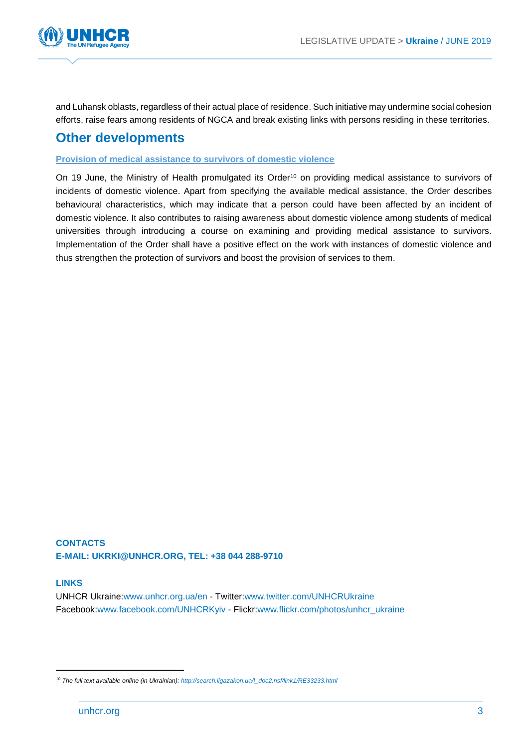and Luhansk oblasts, regardless of their actual place of residence. Such initiative may undermine social cohesion efforts, raise fears among residents of NGCA and break existing links with persons residing in these territories.

## Other developments

**Provision of medical assistance to survivors of domestic violence**

On 19 June, the Ministry of Health promulgated its Order[10] on providing medical assistance to survivors of incidents of domestic violence. Apart from specifying the available medical assistance, the Order describes behavioural characteristics, which may indicate that a person could have been affected by an incident of domestic violence. It also contributes to raising awareness about domestic violence among students of medical universities through introducing a course on examining and providing medical assistance to survivors. Implementation of the Order shall have a positive effect on the work with instances of domestic violence and thus strengthen the protection of survivors and boost the provision of services to them.

**CONTACTS**
**E-MAIL: UKRKI@UNHCR.ORG, TEL: +38 044 288-9710**

**LINKS**

UNHCR Ukraine:www.unhcr.org.ua/en - Twitter:www.twitter.com/UNHCRUkraine
Facebook:www.facebook.com/UNHCRKyiv - Flickr:www.flickr.com/photos/unhcr_ukraine

---

[10] *The full text available online (in Ukrainian): http://search.ligazakon.ua/l_doc2.nsf/link1/RE33233.html*